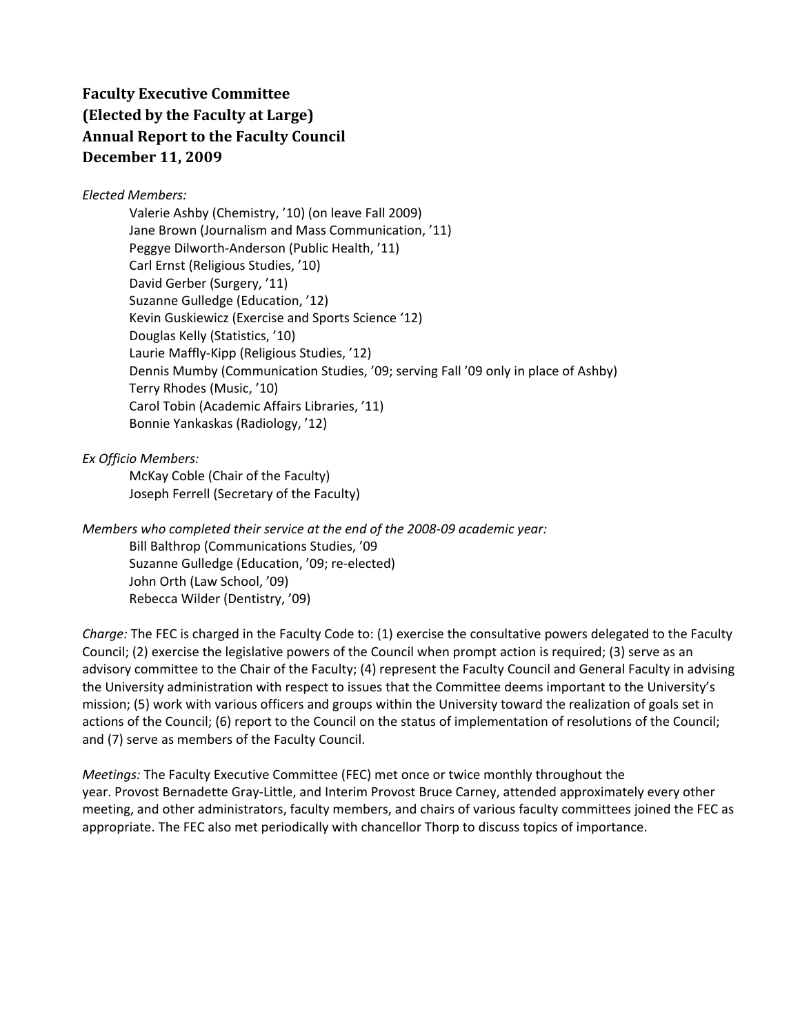**Faculty Executive Committee**
**(Elected by the Faculty at Large)**
**Annual Report to the Faculty Council**
**December 11, 2009**

*Elected Members:*

Valerie Ashby (Chemistry, ’10) (on leave Fall 2009)
Jane Brown (Journalism and Mass Communication, ’11)
Peggye Dilworth-Anderson (Public Health, ’11)
Carl Ernst (Religious Studies, ’10)
David Gerber (Surgery, ’11)
Suzanne Gulledge (Education, ’12)
Kevin Guskiewicz (Exercise and Sports Science ‘12)
Douglas Kelly (Statistics, ’10)
Laurie Maffly-Kipp (Religious Studies, ’12)
Dennis Mumby (Communication Studies, ’09; serving Fall ’09 only in place of Ashby)
Terry Rhodes (Music, ’10)
Carol Tobin (Academic Affairs Libraries, ’11)
Bonnie Yankaskas (Radiology, ’12)

*Ex Officio Members:*

McKay Coble (Chair of the Faculty)
Joseph Ferrell (Secretary of the Faculty)

*Members who completed their service at the end of the 2008-09 academic year:*

Bill Balthrop (Communications Studies, ’09
Suzanne Gulledge (Education, ’09; re-elected)
John Orth (Law School, ’09)
Rebecca Wilder (Dentistry, ’09)

*Charge:* The FEC is charged in the Faculty Code to: (1) exercise the consultative powers delegated to the Faculty Council; (2) exercise the legislative powers of the Council when prompt action is required; (3) serve as an advisory committee to the Chair of the Faculty; (4) represent the Faculty Council and General Faculty in advising the University administration with respect to issues that the Committee deems important to the University’s mission; (5) work with various officers and groups within the University toward the realization of goals set in actions of the Council; (6) report to the Council on the status of implementation of resolutions of the Council; and (7) serve as members of the Faculty Council.

*Meetings:* The Faculty Executive Committee (FEC) met once or twice monthly throughout the year. Provost Bernadette Gray-Little, and Interim Provost Bruce Carney, attended approximately every other meeting, and other administrators, faculty members, and chairs of various faculty committees joined the FEC as appropriate. The FEC also met periodically with chancellor Thorp to discuss topics of importance.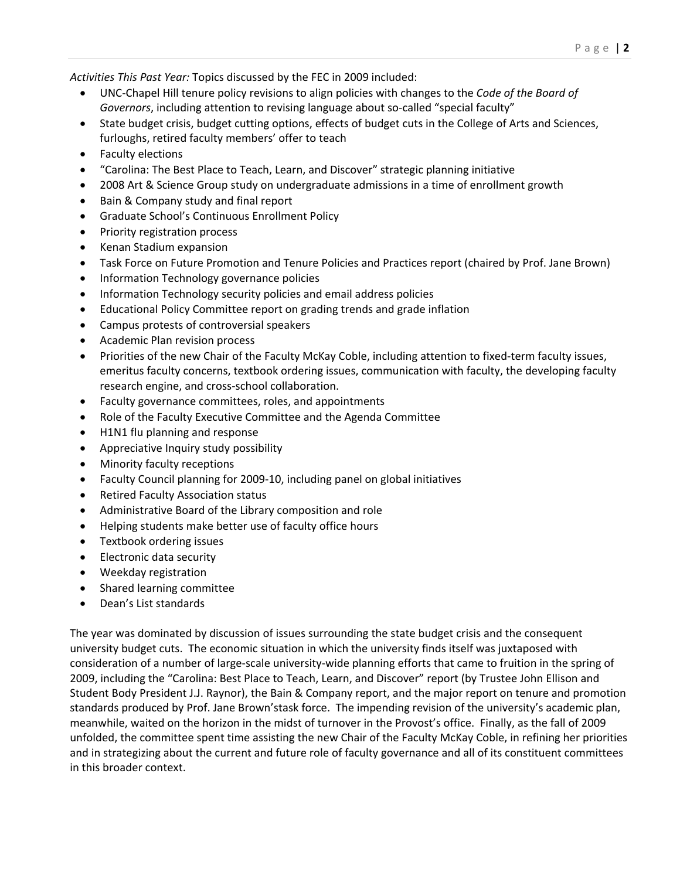*Activities This Past Year:* Topics discussed by the FEC in 2009 included:

- UNC-Chapel Hill tenure policy revisions to align policies with changes to the *Code of the Board of Governors*, including attention to revising language about so-called "special faculty"
- State budget crisis, budget cutting options, effects of budget cuts in the College of Arts and Sciences, furloughs, retired faculty members' offer to teach
- Faculty elections
- "Carolina: The Best Place to Teach, Learn, and Discover" strategic planning initiative
- 2008 Art & Science Group study on undergraduate admissions in a time of enrollment growth
- Bain & Company study and final report
- Graduate School's Continuous Enrollment Policy
- Priority registration process
- Kenan Stadium expansion
- Task Force on Future Promotion and Tenure Policies and Practices report (chaired by Prof. Jane Brown)
- Information Technology governance policies
- Information Technology security policies and email address policies
- Educational Policy Committee report on grading trends and grade inflation
- Campus protests of controversial speakers
- Academic Plan revision process
- Priorities of the new Chair of the Faculty McKay Coble, including attention to fixed-term faculty issues, emeritus faculty concerns, textbook ordering issues, communication with faculty, the developing faculty research engine, and cross-school collaboration.
- Faculty governance committees, roles, and appointments
- Role of the Faculty Executive Committee and the Agenda Committee
- H1N1 flu planning and response
- Appreciative Inquiry study possibility
- Minority faculty receptions
- Faculty Council planning for 2009-10, including panel on global initiatives
- Retired Faculty Association status
- Administrative Board of the Library composition and role
- Helping students make better use of faculty office hours
- Textbook ordering issues
- Electronic data security
- Weekday registration
- Shared learning committee
- Dean's List standards

The year was dominated by discussion of issues surrounding the state budget crisis and the consequent university budget cuts. The economic situation in which the university finds itself was juxtaposed with consideration of a number of large-scale university-wide planning efforts that came to fruition in the spring of 2009, including the "Carolina: Best Place to Teach, Learn, and Discover" report (by Trustee John Ellison and Student Body President J.J. Raynor), the Bain & Company report, and the major report on tenure and promotion standards produced by Prof. Jane Brown'stask force. The impending revision of the university's academic plan, meanwhile, waited on the horizon in the midst of turnover in the Provost's office. Finally, as the fall of 2009 unfolded, the committee spent time assisting the new Chair of the Faculty McKay Coble, in refining her priorities and in strategizing about the current and future role of faculty governance and all of its constituent committees in this broader context.